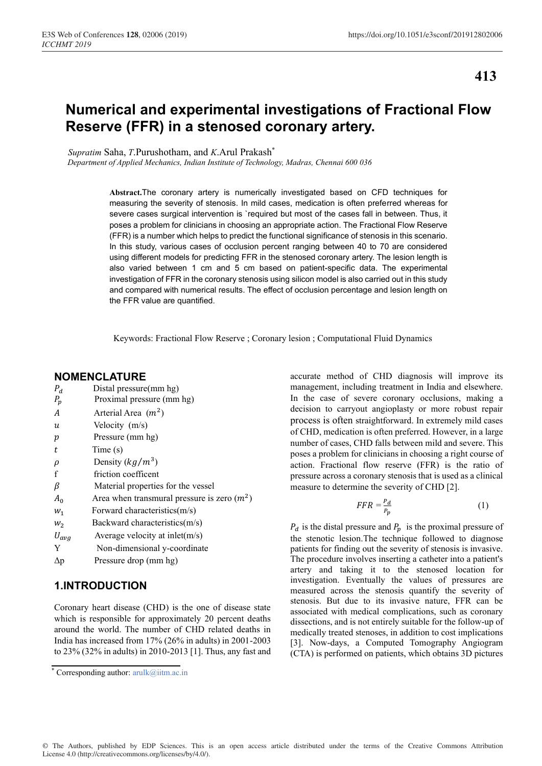# Numerical and experimental investigations of Fractional Flow Reserve (FFR) in a stenosed coronary artery.

*Supratim* Saha, *T.*Purushotham, and *K.*Arul Prakash*

*Department of Applied Mechanics, Indian Institute of Technology, Madras, Chennai 600 036*

**Abstract.**The coronary artery is numerically investigated based on CFD techniques for measuring the severity of stenosis. In mild cases, medication is often preferred whereas for severe cases surgical intervention is `required but most of the cases fall in between. Thus, it poses a problem for clinicians in choosing an appropriate action. The Fractional Flow Reserve (FFR) is a number which helps to predict the functional significance of stenosis in this scenario. In this study, various cases of occlusion percent ranging between 40 to 70 are considered using different models for predicting FFR in the stenosed coronary artery. The lesion length is also varied between 1 cm and 5 cm based on patient-specific data. The experimental investigation of FFR in the coronary stenosis using silicon model is also carried out in this study and compared with numerical results. The effect of occlusion percentage and lesion length on the FFR value are quantified.

Keywords: Fractional Flow Reserve ; Coronary lesion ; Computational Fluid Dynamics

## NOMENCLATURE

| | |
|---|---|
| $P_d$ | Distal pressure(mm hg) |
| $P_p$ | Proximal pressure (mm hg) |
| $A$ | Arterial Area ($m^2$) |
| $u$ | Velocity (m/s) |
| $p$ | Pressure (mm hg) |
| $t$ | Time (s) |
| $\rho$ | Density ($kg/m^3$) |
| f | friction coefficent |
| $\beta$ | Material properties for the vessel |
| $A_0$ | Area when transmural pressure is zero ($m^2$) |
| $w_1$ | Forward characteristics(m/s) |
| $w_2$ | Backward characteristics(m/s) |
| $U_{avg}$ | Average velocity at inlet(m/s) |
| Y | Non-dimensional y-coordinate |
| $\Delta$p | Pressure drop (mm hg) |

## 1.INTRODUCTION

Coronary heart disease (CHD) is the one of disease state which is responsible for approximately 20 percent deaths around the world. The number of CHD related deaths in India has increased from 17% (26% in adults) in 2001-2003 to 23% (32% in adults) in 2010-2013 [1]. Thus, any fast and accurate method of CHD diagnosis will improve its management, including treatment in India and elsewhere. In the case of severe coronary occlusions, making a decision to carryout angioplasty or more robust repair process is often straightforward. In extremely mild cases of CHD, medication is often preferred. However, in a large number of cases, CHD falls between mild and severe. This poses a problem for clinicians in choosing a right course of action. Fractional flow reserve (FFR) is the ratio of pressure across a coronary stenosis that is used as a clinical measure to determine the severity of CHD [2].

$$FFR = \frac{P_d}{P_p} \tag{1}$$

$P_d$ is the distal pressure and $P_p$ is the proximal pressure of the stenotic lesion.The technique followed to diagnose patients for finding out the severity of stenosis is invasive. The procedure involves inserting a catheter into a patient's artery and taking it to the stenosed location for investigation. Eventually the values of pressures are measured across the stenosis quantify the severity of stenosis. But due to its invasive nature, FFR can be associated with medical complications, such as coronary dissections, and is not entirely suitable for the follow-up of medically treated stenoses, in addition to cost implications [3]. Now-days, a Computed Tomography Angiogram (CTA) is performed on patients, which obtains 3D pictures

* Corresponding author: arulk@iitm.ac.in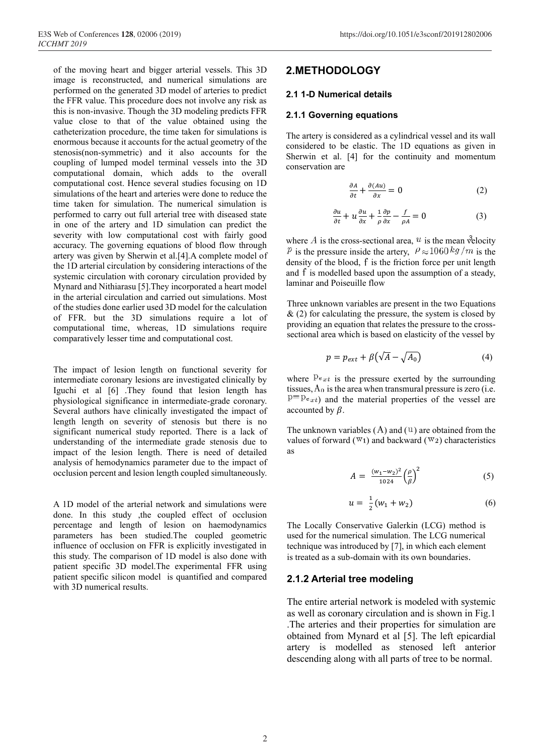of the moving heart and bigger arterial vessels. This 3D image is reconstructed, and numerical simulations are performed on the generated 3D model of arteries to predict the FFR value. This procedure does not involve any risk as this is non-invasive. Though the 3D modeling predicts FFR value close to that of the value obtained using the catheterization procedure, the time taken for simulations is enormous because it accounts for the actual geometry of the stenosis(non-symmetric) and it also accounts for the coupling of lumped model terminal vessels into the 3D computational domain, which adds to the overall computational cost. Hence several studies focusing on 1D simulations of the heart and arteries were done to reduce the time taken for simulation. The numerical simulation is performed to carry out full arterial tree with diseased state in one of the artery and 1D simulation can predict the severity with low computational cost with fairly good accuracy. The governing equations of blood flow through artery was given by Sherwin et al.[4].A complete model of the 1D arterial circulation by considering interactions of the systemic circulation with coronary circulation provided by Mynard and Nithiarasu [5].They incorporated a heart model in the arterial circulation and carried out simulations. Most of the studies done earlier used 3D model for the calculation of FFR. but the 3D simulations require a lot of computational time, whereas, 1D simulations require comparatively lesser time and computational cost.

The impact of lesion length on functional severity for intermediate coronary lesions are investigated clinically by Iguchi et al [6] .They found that lesion length has physiological significance in intermediate-grade coronary. Several authors have clinically investigated the impact of length length on severity of stenosis but there is no significant numerical study reported. There is a lack of understanding of the intermediate grade stenosis due to impact of the lesion length. There is need of detailed analysis of hemodynamics parameter due to the impact of occlusion percent and lesion length coupled simultaneously.

A 1D model of the arterial network and simulations were done. In this study ,the coupled effect of occlusion percentage and length of lesion on haemodynamics parameters has been studied.The coupled geometric influence of occlusion on FFR is explicitly investigated in this study. The comparison of 1D model is also done with patient specific 3D model.The experimental FFR using patient specific silicon model is quantified and compared with 3D numerical results.

## 2.METHODOLOGY

### 2.1 1-D Numerical details

#### 2.1.1 Governing equations

The artery is considered as a cylindrical vessel and its wall considered to be elastic. The 1D equations as given in Sherwin et al. [4] for the continuity and momentum conservation are

$$\frac{\partial A}{\partial t} + \frac{\partial (Au)}{\partial x} = 0 \tag{2}$$

$$\frac{\partial u}{\partial t} + u\frac{\partial u}{\partial x} + \frac{1}{\rho}\frac{\partial p}{\partial x} - \frac{f}{\rho A} = 0 \tag{3}$$

where $A$ is the cross-sectional area, $u$ is the mean velocity $p$ is the pressure inside the artery, $\rho \approx 1060\, kg/m^3$ is the density of the blood, f is the friction force per unit length and f is modelled based upon the assumption of a steady, laminar and Poiseuille flow

Three unknown variables are present in the two Equations & (2) for calculating the pressure, the system is closed by providing an equation that relates the pressure to the cross-sectional area which is based on elasticity of the vessel by

$$p = p_{ext} + \beta\left(\sqrt{A} - \sqrt{A_0}\right) \tag{4}$$

where $p_{ext}$ is the pressure exerted by the surrounding tissues, $A_0$ is the area when transmural pressure is zero (i.e. $p=p_{ext}$) and the material properties of the vessel are accounted by $\beta$.

The unknown variables ($A$) and ($u$) are obtained from the values of forward ($w_1$) and backward ($w_2$) characteristics as

$$A = \frac{(w_1 - w_2)^2}{1024}\left(\frac{\rho}{\beta}\right)^2 \tag{5}$$

$$u = \frac{1}{2}(w_1 + w_2) \tag{6}$$

The Locally Conservative Galerkin (LCG) method is used for the numerical simulation. The LCG numerical technique was introduced by [7], in which each element is treated as a sub-domain with its own boundaries.

#### 2.1.2 Arterial tree modeling

The entire arterial network is modeled with systemic as well as coronary circulation and is shown in Fig.1 .The arteries and their properties for simulation are obtained from Mynard et al [5]. The left epicardial artery is modelled as stenosed left anterior descending along with all parts of tree to be normal.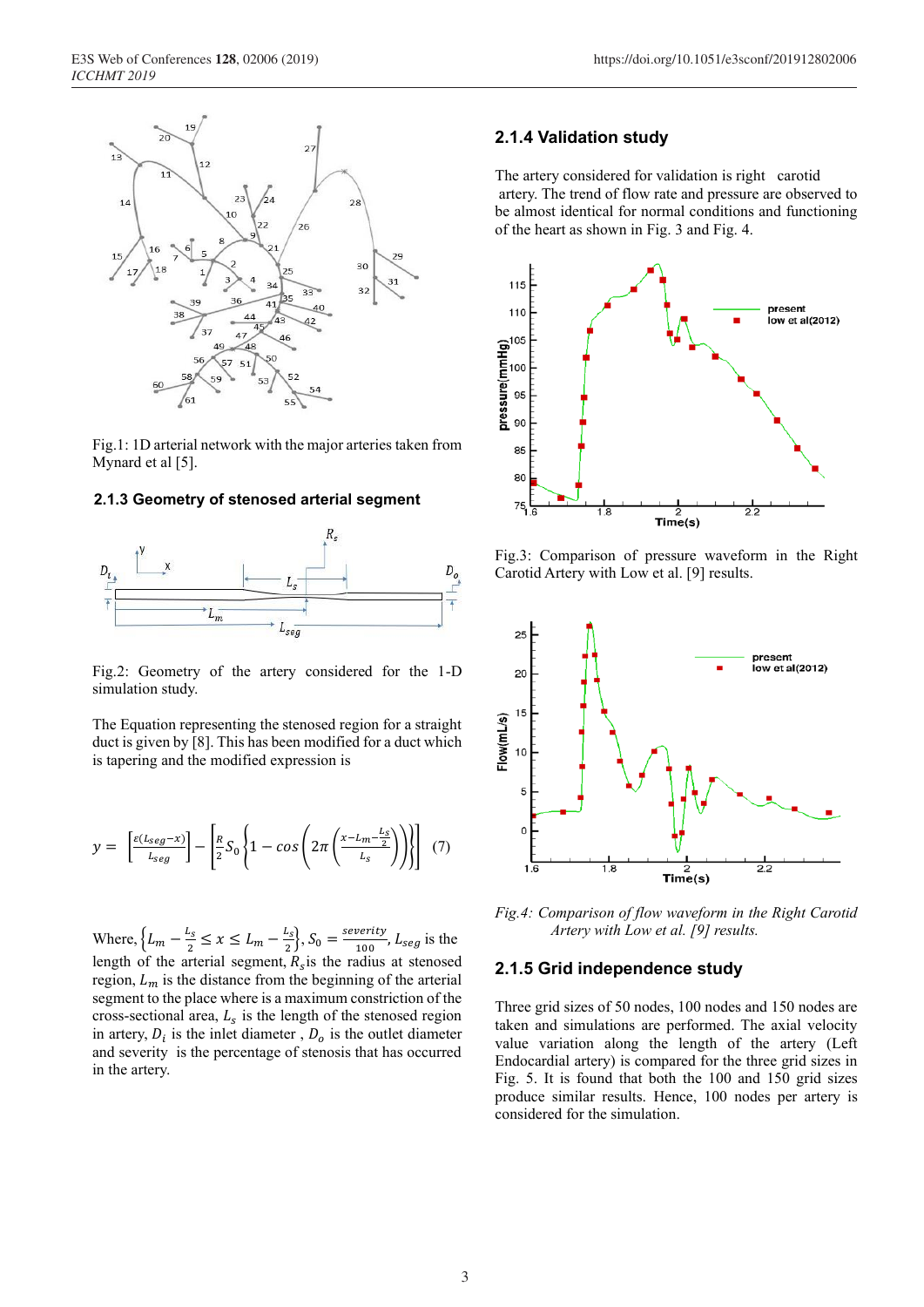Fig.1: 1D arterial network with the major arteries taken from Mynard et al [5].

### 2.1.3 Geometry of stenosed arterial segment

Fig.2: Geometry of the artery considered for the 1-D simulation study.

The Equation representing the stenosed region for a straight duct is given by [8]. This has been modified for a duct which is tapering and the modified expression is

$$y = \left[\frac{\varepsilon(L_{seg} - x)}{L_{seg}}\right] - \left[\frac{R}{2} S_0 \left\{1 - \cos\left(2\pi\left(\frac{x - L_m - \frac{L_s}{2}}{L_s}\right)\right)\right\}\right] \quad (7)$$

Where, $\left\{L_m - \frac{L_s}{2} \leq x \leq L_m - \frac{L_s}{2}\right\}$, $S_0 = \frac{severity}{100}$, $L_{seg}$ is the length of the arterial segment, $R_s$ is the radius at stenosed region, $L_m$ is the distance from the beginning of the arterial segment to the place where is a maximum constriction of the cross-sectional area, $L_s$ is the length of the stenosed region in artery, $D_i$ is the inlet diameter , $D_o$ is the outlet diameter and severity is the percentage of stenosis that has occurred in the artery.

### 2.1.4 Validation study

The artery considered for validation is right carotid artery. The trend of flow rate and pressure are observed to be almost identical for normal conditions and functioning of the heart as shown in Fig. 3 and Fig. 4.

Fig.3: Comparison of pressure waveform in the Right Carotid Artery with Low et al. [9] results.

*Fig.4: Comparison of flow waveform in the Right Carotid Artery with Low et al. [9] results.*

### 2.1.5 Grid independence study

Three grid sizes of 50 nodes, 100 nodes and 150 nodes are taken and simulations are performed. The axial velocity value variation along the length of the artery (Left Endocardial artery) is compared for the three grid sizes in Fig. 5. It is found that both the 100 and 150 grid sizes produce similar results. Hence, 100 nodes per artery is considered for the simulation.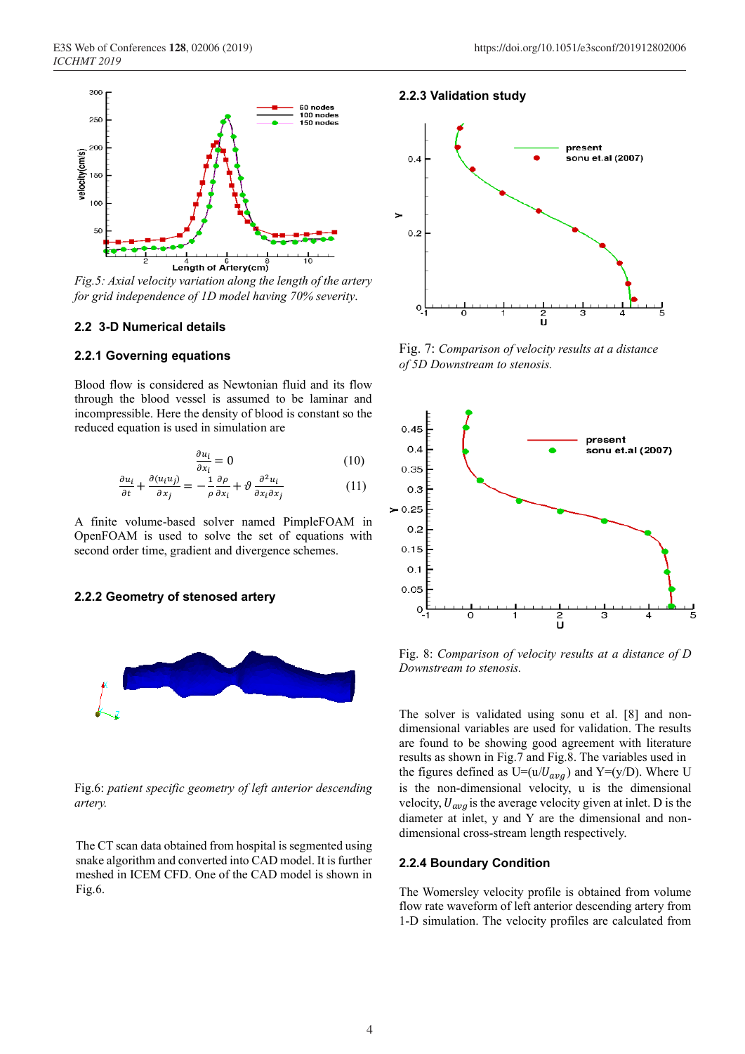*Fig.5: Axial velocity variation along the length of the artery for grid independence of 1D model having 70% severity.*

## 2.2 3-D Numerical details

### 2.2.1 Governing equations

Blood flow is considered as Newtonian fluid and its flow through the blood vessel is assumed to be laminar and incompressible. Here the density of blood is constant so the reduced equation is used in simulation are

$$\frac{\partial u_i}{\partial x_i} = 0 \tag{10}$$

$$\frac{\partial u_i}{\partial t} + \frac{\partial (u_i u_j)}{\partial x_j} = -\frac{1}{\rho}\frac{\partial p}{\partial x_i} + \vartheta \frac{\partial^2 u_i}{\partial x_i \partial x_j} \tag{11}$$

A finite volume-based solver named PimpleFOAM in OpenFOAM is used to solve the set of equations with second order time, gradient and divergence schemes.

### 2.2.2 Geometry of stenosed artery

Fig.6: *patient specific geometry of left anterior descending artery.*

The CT scan data obtained from hospital is segmented using snake algorithm and converted into CAD model. It is further meshed in ICEM CFD. One of the CAD model is shown in Fig.6.

### 2.2.3 Validation study

Fig. 7: *Comparison of velocity results at a distance of 5D Downstream to stenosis.*

Fig. 8: *Comparison of velocity results at a distance of D Downstream to stenosis.*

The solver is validated using sonu et al. [8] and non-dimensional variables are used for validation. The results are found to be showing good agreement with literature results as shown in Fig.7 and Fig.8. The variables used in the figures defined as U=(u/$U_{avg}$) and Y=(y/D). Where U is the non-dimensional velocity, u is the dimensional velocity, $U_{avg}$ is the average velocity given at inlet. D is the diameter at inlet, y and Y are the dimensional and non-dimensional cross-stream length respectively.

### 2.2.4 Boundary Condition

The Womersley velocity profile is obtained from volume flow rate waveform of left anterior descending artery from 1-D simulation. The velocity profiles are calculated from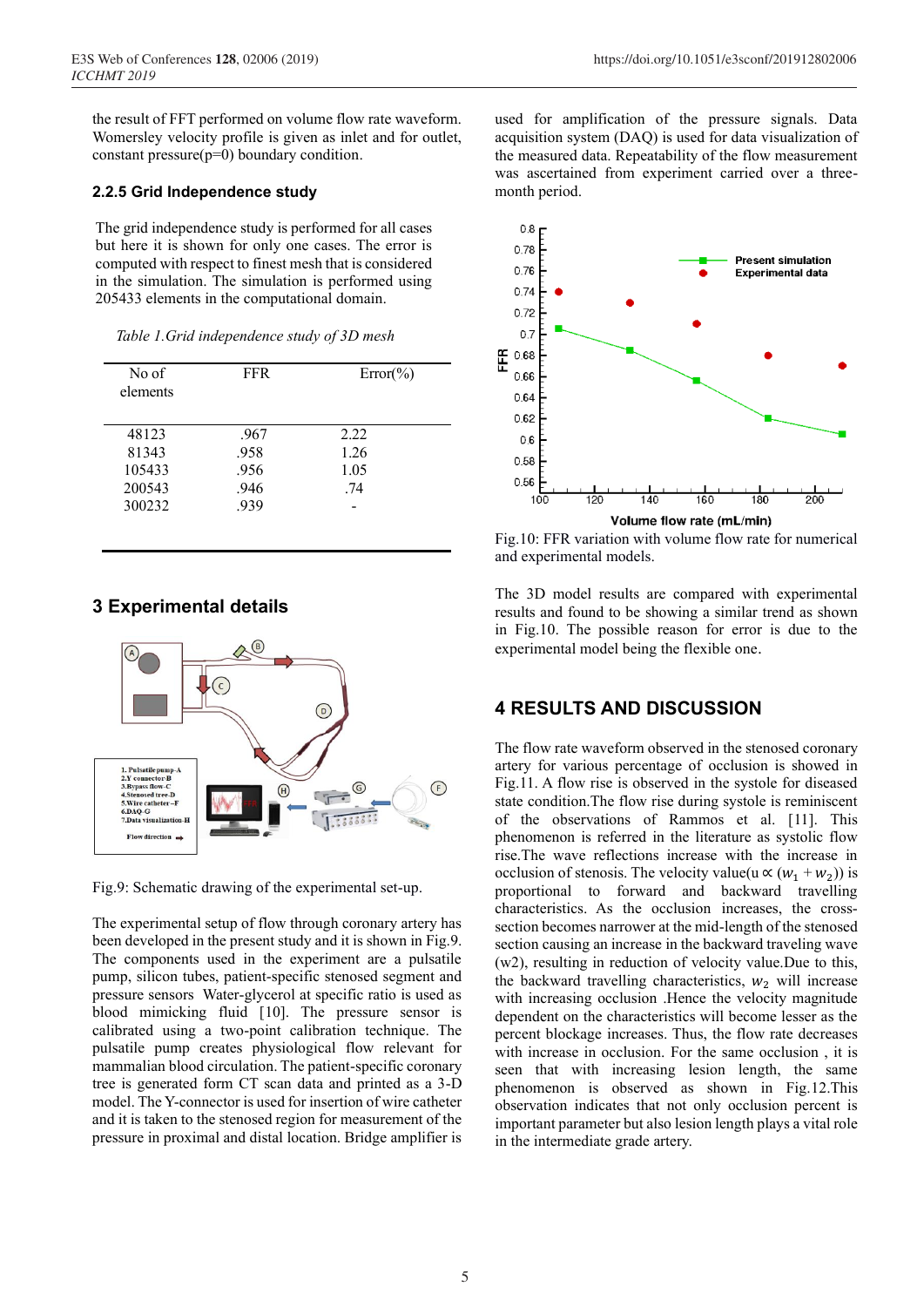the result of FFT performed on volume flow rate waveform. Womersley velocity profile is given as inlet and for outlet, constant pressure(p=0) boundary condition.

### 2.2.5 Grid Independence study

The grid independence study is performed for all cases but here it is shown for only one cases. The error is computed with respect to finest mesh that is considered in the simulation. The simulation is performed using 205433 elements in the computational domain.

*Table 1.Grid independence study of 3D mesh*

| No of elements | FFR | Error(%) |
|---|---|---|
| 48123 | .967 | 2.22 |
| 81343 | .958 | 1.26 |
| 105433 | .956 | 1.05 |
| 200543 | .946 | .74 |
| 300232 | .939 | - |

## 3 Experimental details

Fig.9: Schematic drawing of the experimental set-up.

The experimental setup of flow through coronary artery has been developed in the present study and it is shown in Fig.9. The components used in the experiment are a pulsatile pump, silicon tubes, patient-specific stenosed segment and pressure sensors Water-glycerol at specific ratio is used as blood mimicking fluid [10]. The pressure sensor is calibrated using a two-point calibration technique. The pulsatile pump creates physiological flow relevant for mammalian blood circulation. The patient-specific coronary tree is generated form CT scan data and printed as a 3-D model. The Y-connector is used for insertion of wire catheter and it is taken to the stenosed region for measurement of the pressure in proximal and distal location. Bridge amplifier is used for amplification of the pressure signals. Data acquisition system (DAQ) is used for data visualization of the measured data. Repeatability of the flow measurement was ascertained from experiment carried over a three-month period.

Fig.10: FFR variation with volume flow rate for numerical and experimental models.

The 3D model results are compared with experimental results and found to be showing a similar trend as shown in Fig.10. The possible reason for error is due to the experimental model being the flexible one.

## 4 RESULTS AND DISCUSSION

The flow rate waveform observed in the stenosed coronary artery for various percentage of occlusion is showed in Fig.11. A flow rise is observed in the systole for diseased state condition.The flow rise during systole is reminiscent of the observations of Rammos et al. [11]. This phenomenon is referred in the literature as systolic flow rise.The wave reflections increase with the increase in occlusion of stenosis. The velocity value($u \propto (w_1 + w_2)$) is proportional to forward and backward travelling characteristics. As the occlusion increases, the cross-section becomes narrower at the mid-length of the stenosed section causing an increase in the backward traveling wave (w2), resulting in reduction of velocity value.Due to this, the backward travelling characteristics, $w_2$ will increase with increasing occlusion .Hence the velocity magnitude dependent on the characteristics will become lesser as the percent blockage increases. Thus, the flow rate decreases with increase in occlusion. For the same occlusion , it is seen that with increasing lesion length, the same phenomenon is observed as shown in Fig.12.This observation indicates that not only occlusion percent is important parameter but also lesion length plays a vital role in the intermediate grade artery.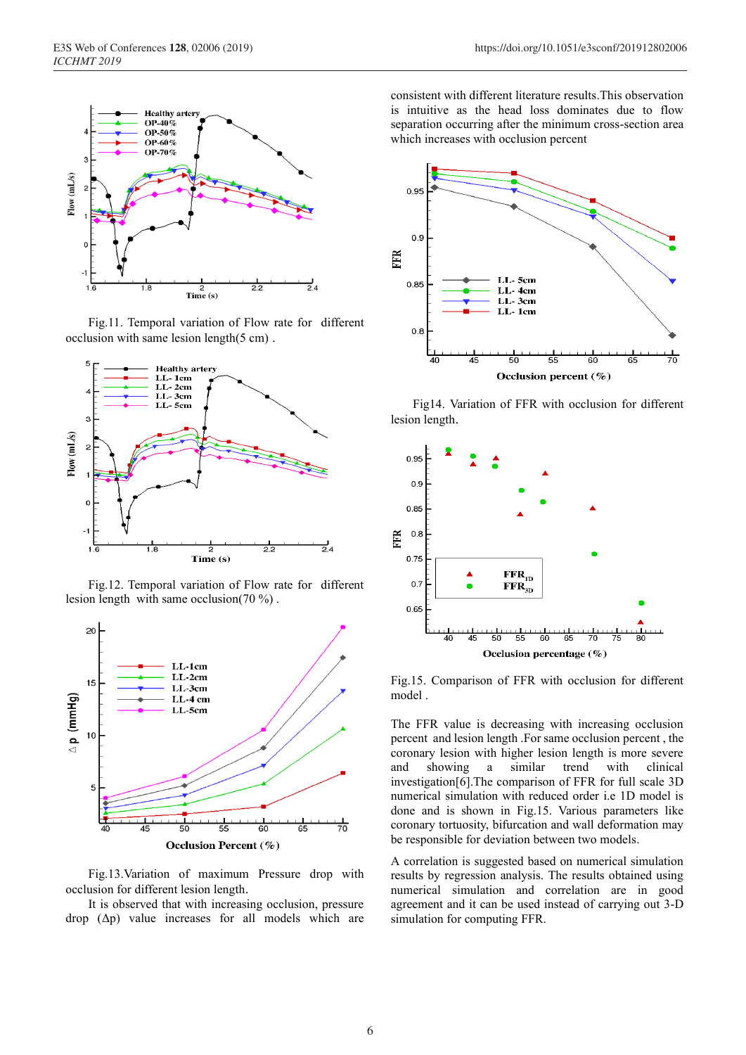Fig.11. Temporal variation of Flow rate for different occlusion with same lesion length(5 cm) .

Fig.12. Temporal variation of Flow rate for different lesion length with same occlusion(70 %) .

Fig.13.Variation of maximum Pressure drop with occlusion for different lesion length.

It is observed that with increasing occlusion, pressure drop (Δp) value increases for all models which are consistent with different literature results.This observation is intuitive as the head loss dominates due to flow separation occurring after the minimum cross-section area which increases with occlusion percent

Fig14. Variation of FFR with occlusion for different lesion length.

Fig.15. Comparison of FFR with occlusion for different model .

The FFR value is decreasing with increasing occlusion percent and lesion length .For same occlusion percent , the coronary lesion with higher lesion length is more severe and showing a similar trend with clinical investigation[6].The comparison of FFR for full scale 3D numerical simulation with reduced order i.e 1D model is done and is shown in Fig.15. Various parameters like coronary tortuosity, bifurcation and wall deformation may be responsible for deviation between two models.

A correlation is suggested based on numerical simulation results by regression analysis. The results obtained using numerical simulation and correlation are in good agreement and it can be used instead of carrying out 3-D simulation for computing FFR.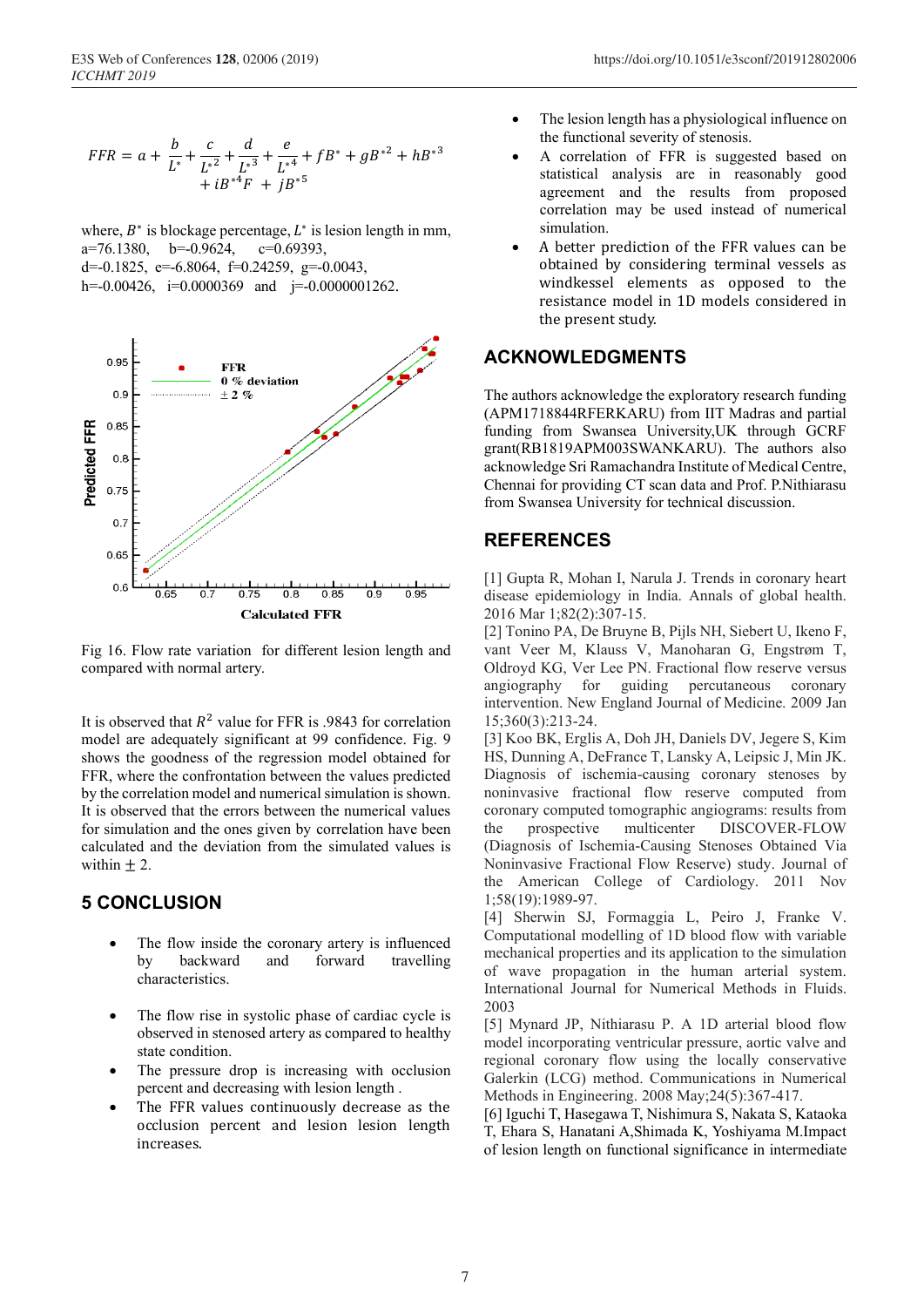$$FFR = a + \frac{b}{L^*} + \frac{c}{L^{*2}} + \frac{d}{L^{*3}} + \frac{e}{L^{*4}} + fB^* + gB^{*2} + hB^{*3} + iB^{*4}F + jB^{*5}$$

where, $B^*$ is blockage percentage, $L^*$ is lesion length in mm, a=76.1380, b=-0.9624, c=0.69393, d=-0.1825, e=-6.8064, f=0.24259, g=-0.0043, h=-0.00426, i=0.0000369 and j=-0.0000001262.

Fig 16. Flow rate variation for different lesion length and compared with normal artery.

It is observed that $R^2$ value for FFR is .9843 for correlation model are adequately significant at 99 confidence. Fig. 9 shows the goodness of the regression model obtained for FFR, where the confrontation between the values predicted by the correlation model and numerical simulation is shown. It is observed that the errors between the numerical values for simulation and the ones given by correlation have been calculated and the deviation from the simulated values is within $\pm$ 2.

## 5 CONCLUSION

- The flow inside the coronary artery is influenced by backward and forward travelling characteristics.
- The flow rise in systolic phase of cardiac cycle is observed in stenosed artery as compared to healthy state condition.
- The pressure drop is increasing with occlusion percent and decreasing with lesion length .
- The FFR values continuously decrease as the occlusion percent and lesion lesion length increases.
- The lesion length has a physiological influence on the functional severity of stenosis.
- A correlation of FFR is suggested based on statistical analysis are in reasonably good agreement and the results from proposed correlation may be used instead of numerical simulation.
- A better prediction of the FFR values can be obtained by considering terminal vessels as windkessel elements as opposed to the resistance model in 1D models considered in the present study.

## ACKNOWLEDGMENTS

The authors acknowledge the exploratory research funding (APM1718844RFERKARU) from IIT Madras and partial funding from Swansea University,UK through GCRF grant(RB1819APM003SWANKARU). The authors also acknowledge Sri Ramachandra Institute of Medical Centre, Chennai for providing CT scan data and Prof. P.Nithiarasu from Swansea University for technical discussion.

## REFERENCES

[1] Gupta R, Mohan I, Narula J. Trends in coronary heart disease epidemiology in India. Annals of global health. 2016 Mar 1;82(2):307-15.

[2] Tonino PA, De Bruyne B, Pijls NH, Siebert U, Ikeno F, vant Veer M, Klauss V, Manoharan G, Engstrøm T, Oldroyd KG, Ver Lee PN. Fractional flow reserve versus angiography for guiding percutaneous coronary intervention. New England Journal of Medicine. 2009 Jan 15;360(3):213-24.

[3] Koo BK, Erglis A, Doh JH, Daniels DV, Jegere S, Kim HS, Dunning A, DeFrance T, Lansky A, Leipsic J, Min JK. Diagnosis of ischemia-causing coronary stenoses by noninvasive fractional flow reserve computed from coronary computed tomographic angiograms: results from the prospective multicenter DISCOVER-FLOW (Diagnosis of Ischemia-Causing Stenoses Obtained Via Noninvasive Fractional Flow Reserve) study. Journal of the American College of Cardiology. 2011 Nov 1;58(19):1989-97.

[4] Sherwin SJ, Formaggia L, Peiro J, Franke V. Computational modelling of 1D blood flow with variable mechanical properties and its application to the simulation of wave propagation in the human arterial system. International Journal for Numerical Methods in Fluids. 2003

[5] Mynard JP, Nithiarasu P. A 1D arterial blood flow model incorporating ventricular pressure, aortic valve and regional coronary flow using the locally conservative Galerkin (LCG) method. Communications in Numerical Methods in Engineering. 2008 May;24(5):367-417.

[6] Iguchi T, Hasegawa T, Nishimura S, Nakata S, Kataoka T, Ehara S, Hanatani A,Shimada K, Yoshiyama M.Impact of lesion length on functional significance in intermediate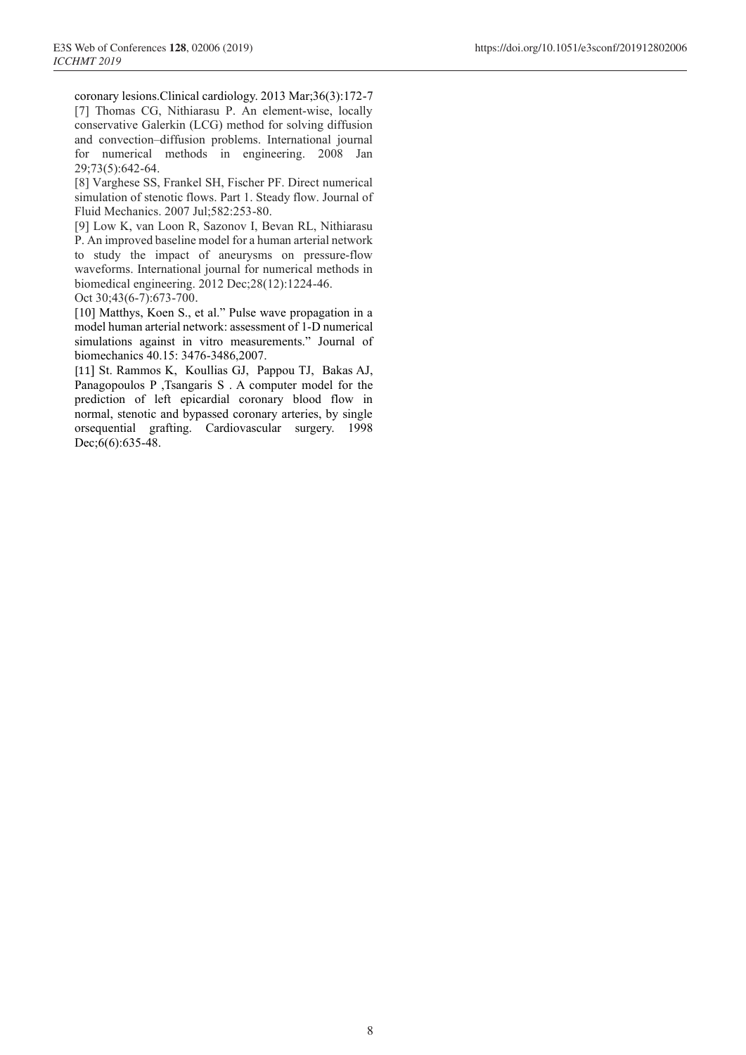coronary lesions.Clinical cardiology. 2013 Mar;36(3):172-7

[7] Thomas CG, Nithiarasu P. An element-wise, locally conservative Galerkin (LCG) method for solving diffusion and convection–diffusion problems. International journal for numerical methods in engineering. 2008 Jan 29;73(5):642-64.

[8] Varghese SS, Frankel SH, Fischer PF. Direct numerical simulation of stenotic flows. Part 1. Steady flow. Journal of Fluid Mechanics. 2007 Jul;582:253-80.

[9] Low K, van Loon R, Sazonov I, Bevan RL, Nithiarasu P. An improved baseline model for a human arterial network to study the impact of aneurysms on pressure-flow waveforms. International journal for numerical methods in biomedical engineering. 2012 Dec;28(12):1224-46. Oct 30;43(6-7):673-700.

[10] Matthys, Koen S., et al." Pulse wave propagation in a model human arterial network: assessment of 1-D numerical simulations against in vitro measurements." Journal of biomechanics 40.15: 3476-3486,2007.

[11] St. Rammos K, Koullias GJ, Pappou TJ, Bakas AJ, Panagopoulos P ,Tsangaris S . A computer model for the prediction of left epicardial coronary blood flow in normal, stenotic and bypassed coronary arteries, by single orsequential grafting. Cardiovascular surgery. 1998 Dec;6(6):635-48.